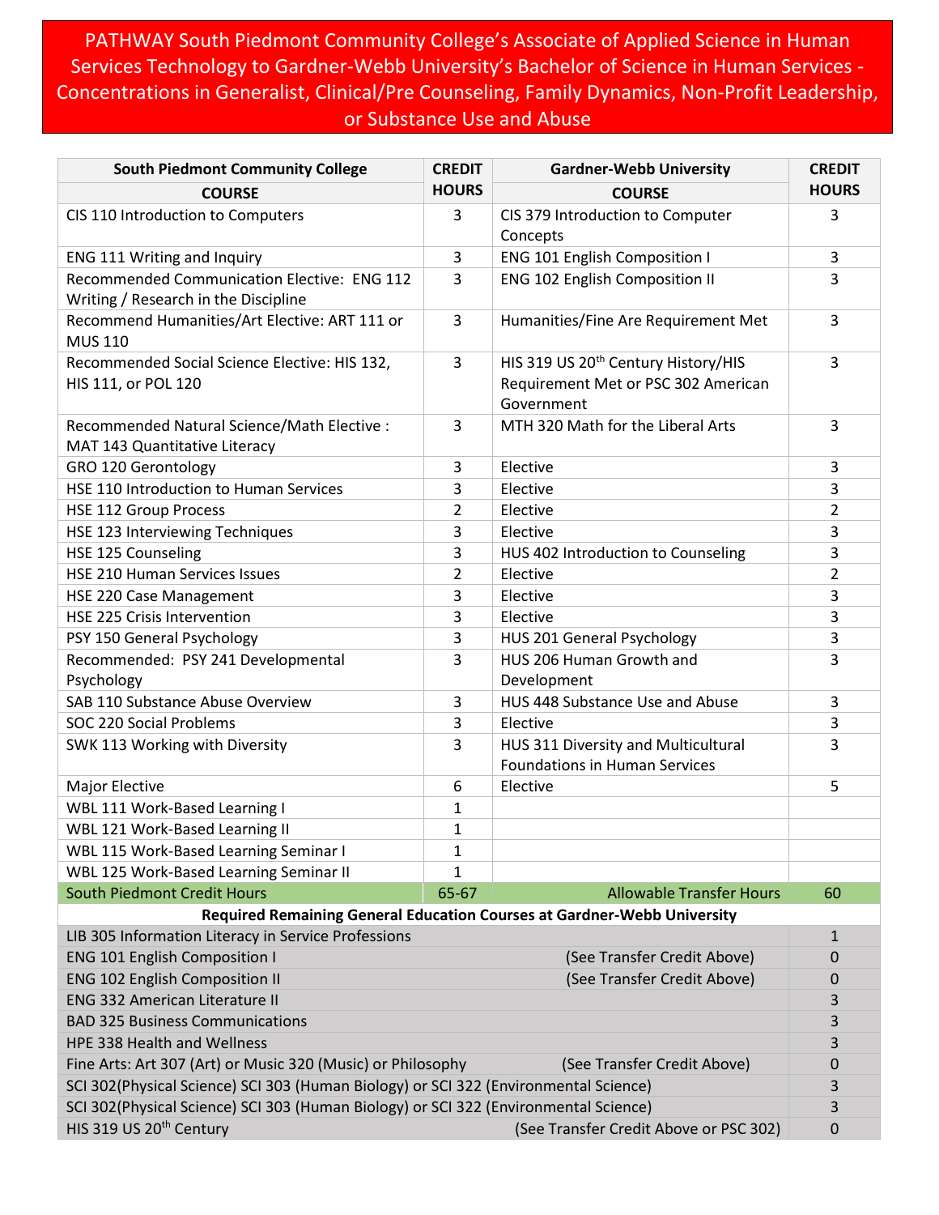# PATHWAY South Piedmont Community College's Associate of Applied Science in Human Services Technology to Gardner-Webb University's Bachelor of Science in Human Services - Concentrations in Generalist, Clinical/Pre Counseling, Family Dynamics, Non-Profit Leadership, or Substance Use and Abuse

| South Piedmont Community College COURSE | CREDIT HOURS | Gardner-Webb University COURSE | CREDIT HOURS |
|---|---|---|---|
| CIS 110 Introduction to Computers | 3 | CIS 379 Introduction to Computer Concepts | 3 |
| ENG 111 Writing and Inquiry | 3 | ENG 101 English Composition I | 3 |
| Recommended Communication Elective: ENG 112 Writing / Research in the Discipline | 3 | ENG 102 English Composition II | 3 |
| Recommend Humanities/Art Elective: ART 111 or MUS 110 | 3 | Humanities/Fine Are Requirement Met | 3 |
| Recommended Social Science Elective: HIS 132, HIS 111, or POL 120 | 3 | HIS 319 US 20th Century History/HIS Requirement Met or PSC 302 American Government | 3 |
| Recommended Natural Science/Math Elective : MAT 143 Quantitative Literacy | 3 | MTH 320 Math for the Liberal Arts | 3 |
| GRO 120 Gerontology | 3 | Elective | 3 |
| HSE 110 Introduction to Human Services | 3 | Elective | 3 |
| HSE 112 Group Process | 2 | Elective | 2 |
| HSE 123 Interviewing Techniques | 3 | Elective | 3 |
| HSE 125 Counseling | 3 | HUS 402 Introduction to Counseling | 3 |
| HSE 210 Human Services Issues | 2 | Elective | 2 |
| HSE 220 Case Management | 3 | Elective | 3 |
| HSE 225 Crisis Intervention | 3 | Elective | 3 |
| PSY 150 General Psychology | 3 | HUS 201 General Psychology | 3 |
| Recommended: PSY 241 Developmental Psychology | 3 | HUS 206 Human Growth and Development | 3 |
| SAB 110 Substance Abuse Overview | 3 | HUS 448 Substance Use and Abuse | 3 |
| SOC 220 Social Problems | 3 | Elective | 3 |
| SWK 113 Working with Diversity | 3 | HUS 311 Diversity and Multicultural Foundations in Human Services | 3 |
| Major Elective | 6 | Elective | 5 |
| WBL 111 Work-Based Learning I | 1 | | |
| WBL 121 Work-Based Learning II | 1 | | |
| WBL 115 Work-Based Learning Seminar I | 1 | | |
| WBL 125 Work-Based Learning Seminar II | 1 | | |
| South Piedmont Credit Hours | 65-67 | Allowable Transfer Hours | 60 |

| Required Remaining General Education Courses at Gardner-Webb University | | |
|---|---|---|
| LIB 305 Information Literacy in Service Professions | | 1 |
| ENG 101 English Composition I | (See Transfer Credit Above) | 0 |
| ENG 102 English Composition II | (See Transfer Credit Above) | 0 |
| ENG 332 American Literature II | | 3 |
| BAD 325 Business Communications | | 3 |
| HPE 338 Health and Wellness | | 3 |
| Fine Arts: Art 307 (Art) or Music 320 (Music) or Philosophy | (See Transfer Credit Above) | 0 |
| SCI 302(Physical Science) SCI 303 (Human Biology) or SCI 322 (Environmental Science) | | 3 |
| SCI 302(Physical Science) SCI 303 (Human Biology) or SCI 322 (Environmental Science) | | 3 |
| HIS 319 US 20th Century | (See Transfer Credit Above or PSC 302) | 0 |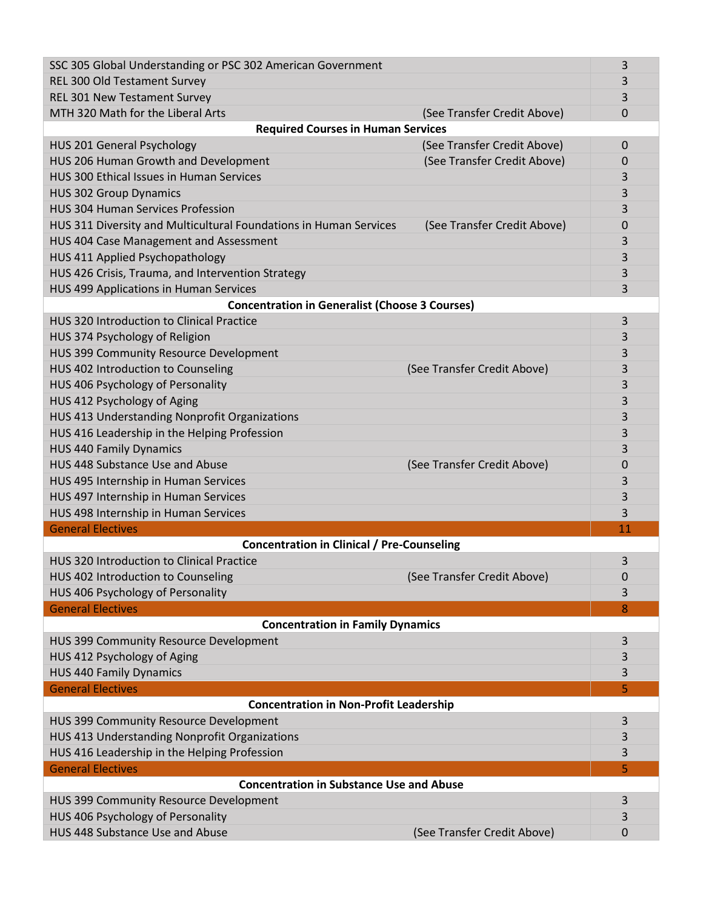| Course | Note | Credits |
|---|---|---|
| SSC 305 Global Understanding or PSC 302 American Government | | 3 |
| REL 300 Old Testament Survey | | 3 |
| REL 301 New Testament Survey | | 3 |
| MTH 320 Math for the Liberal Arts | (See Transfer Credit Above) | 0 |
| **Required Courses in Human Services** | | |
| HUS 201 General Psychology | (See Transfer Credit Above) | 0 |
| HUS 206 Human Growth and Development | (See Transfer Credit Above) | 0 |
| HUS 300 Ethical Issues in Human Services | | 3 |
| HUS 302 Group Dynamics | | 3 |
| HUS 304 Human Services Profession | | 3 |
| HUS 311 Diversity and Multicultural Foundations in Human Services | (See Transfer Credit Above) | 0 |
| HUS 404 Case Management and Assessment | | 3 |
| HUS 411 Applied Psychopathology | | 3 |
| HUS 426 Crisis, Trauma, and Intervention Strategy | | 3 |
| HUS 499 Applications in Human Services | | 3 |
| **Concentration in Generalist (Choose 3 Courses)** | | |
| HUS 320 Introduction to Clinical Practice | | 3 |
| HUS 374 Psychology of Religion | | 3 |
| HUS 399 Community Resource Development | | 3 |
| HUS 402 Introduction to Counseling | (See Transfer Credit Above) | 3 |
| HUS 406 Psychology of Personality | | 3 |
| HUS 412 Psychology of Aging | | 3 |
| HUS 413 Understanding Nonprofit Organizations | | 3 |
| HUS 416 Leadership in the Helping Profession | | 3 |
| HUS 440 Family Dynamics | | 3 |
| HUS 448 Substance Use and Abuse | (See Transfer Credit Above) | 0 |
| HUS 495 Internship in Human Services | | 3 |
| HUS 497 Internship in Human Services | | 3 |
| HUS 498 Internship in Human Services | | 3 |
| General Electives | | 11 |
| **Concentration in Clinical / Pre-Counseling** | | |
| HUS 320 Introduction to Clinical Practice | | 3 |
| HUS 402 Introduction to Counseling | (See Transfer Credit Above) | 0 |
| HUS 406 Psychology of Personality | | 3 |
| General Electives | | 8 |
| **Concentration in Family Dynamics** | | |
| HUS 399 Community Resource Development | | 3 |
| HUS 412 Psychology of Aging | | 3 |
| HUS 440 Family Dynamics | | 3 |
| General Electives | | 5 |
| **Concentration in Non-Profit Leadership** | | |
| HUS 399 Community Resource Development | | 3 |
| HUS 413 Understanding Nonprofit Organizations | | 3 |
| HUS 416 Leadership in the Helping Profession | | 3 |
| General Electives | | 5 |
| **Concentration in Substance Use and Abuse** | | |
| HUS 399 Community Resource Development | | 3 |
| HUS 406 Psychology of Personality | | 3 |
| HUS 448 Substance Use and Abuse | (See Transfer Credit Above) | 0 |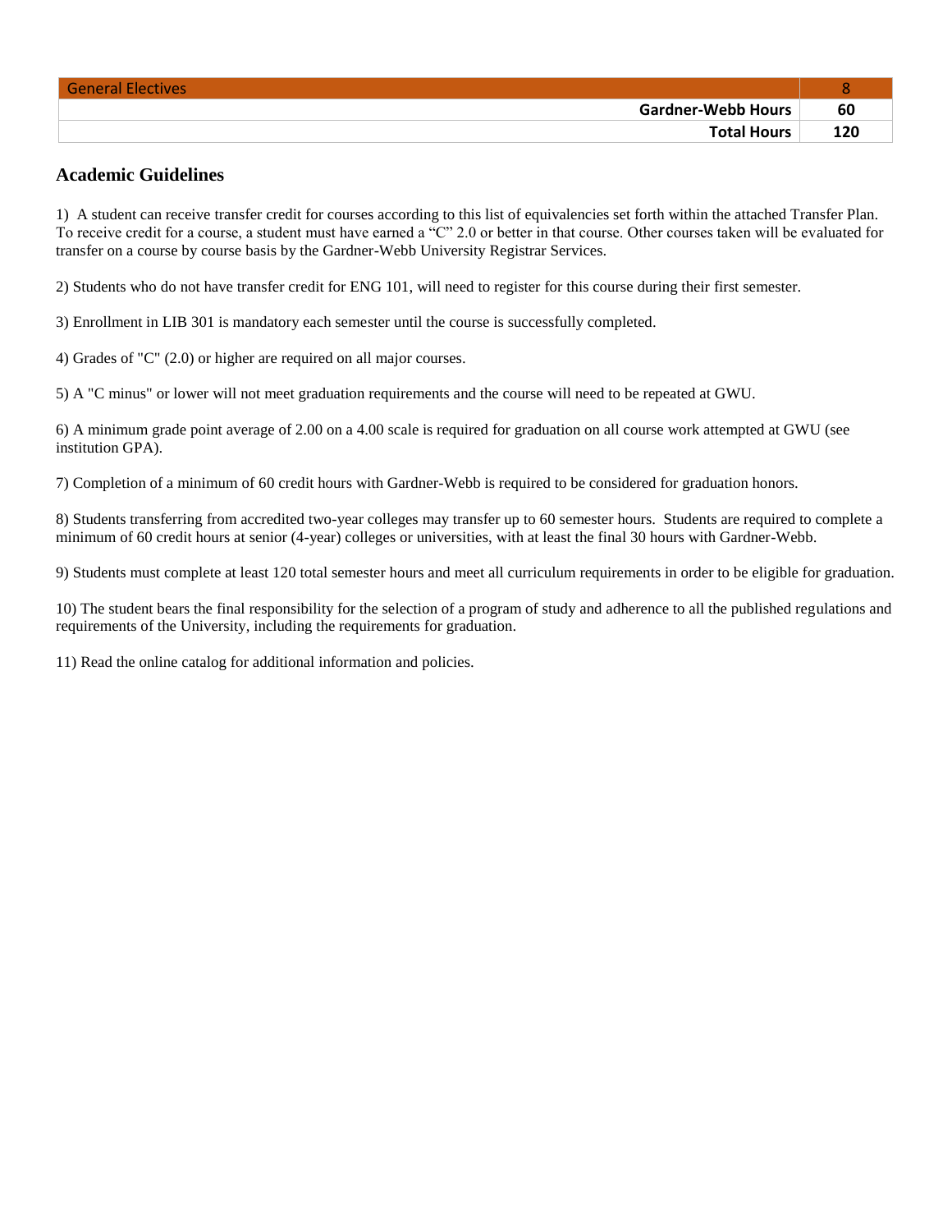| | |
|---|---|
| General Electives | 8 |
| **Gardner-Webb Hours** | **60** |
| **Total Hours** | **120** |

## Academic Guidelines

1) A student can receive transfer credit for courses according to this list of equivalencies set forth within the attached Transfer Plan. To receive credit for a course, a student must have earned a "C" 2.0 or better in that course. Other courses taken will be evaluated for transfer on a course by course basis by the Gardner-Webb University Registrar Services.

2) Students who do not have transfer credit for ENG 101, will need to register for this course during their first semester.

3) Enrollment in LIB 301 is mandatory each semester until the course is successfully completed.

4) Grades of "C" (2.0) or higher are required on all major courses.

5) A "C minus" or lower will not meet graduation requirements and the course will need to be repeated at GWU.

6) A minimum grade point average of 2.00 on a 4.00 scale is required for graduation on all course work attempted at GWU (see institution GPA).

7) Completion of a minimum of 60 credit hours with Gardner-Webb is required to be considered for graduation honors.

8) Students transferring from accredited two-year colleges may transfer up to 60 semester hours. Students are required to complete a minimum of 60 credit hours at senior (4-year) colleges or universities, with at least the final 30 hours with Gardner-Webb.

9) Students must complete at least 120 total semester hours and meet all curriculum requirements in order to be eligible for graduation.

10) The student bears the final responsibility for the selection of a program of study and adherence to all the published regulations and requirements of the University, including the requirements for graduation.

11) Read the online catalog for additional information and policies.